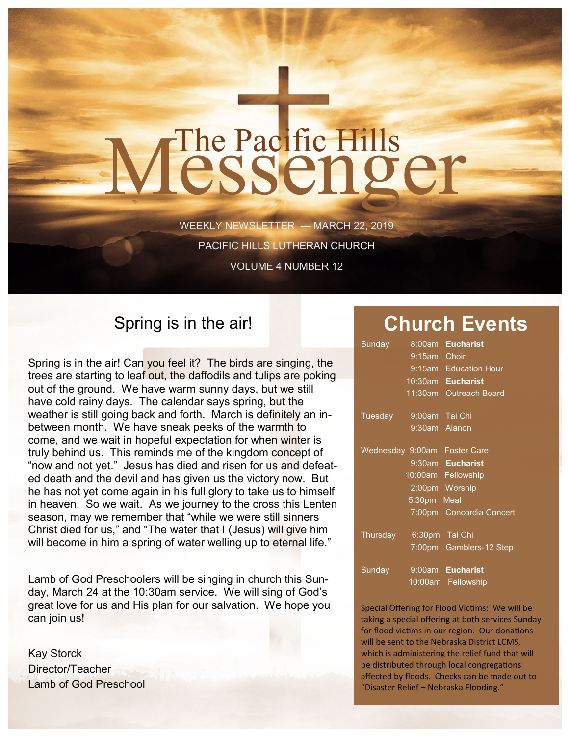# The Pacific Hills Messenger

WEEKLY NEWSLETTER — MARCH 22, 2019

PACIFIC HILLS LUTHERAN CHURCH

VOLUME 4 NUMBER 12

## Spring is in the air!

Spring is in the air! Can you feel it? The birds are singing, the trees are starting to leaf out, the daffodils and tulips are poking out of the ground. We have warm sunny days, but we still have cold rainy days. The calendar says spring, but the weather is still going back and forth. March is definitely an in-between month. We have sneak peeks of the warmth to come, and we wait in hopeful expectation for when winter is truly behind us. This reminds me of the kingdom concept of "now and not yet." Jesus has died and risen for us and defeated death and the devil and has given us the victory now. But he has not yet come again in his full glory to take us to himself in heaven. So we wait. As we journey to the cross this Lenten season, may we remember that "while we were still sinners Christ died for us," and "The water that I (Jesus) will give him will become in him a spring of water welling up to eternal life."

Lamb of God Preschoolers will be singing in church this Sunday, March 24 at the 10:30am service. We will sing of God's great love for us and His plan for our salvation. We hope you can join us!

Kay Storck
Director/Teacher
Lamb of God Preschool

## Church Events

| Day | Time | Event |
|---|---|---|
| Sunday | 8:00am | **Eucharist** |
| | 9:15am | Choir |
| | 9:15am | Education Hour |
| | 10:30am | **Eucharist** |
| | 11:30am | Outreach Board |
| Tuesday | 9:00am | Tai Chi |
| | 9:30am | Alanon |
| Wednesday | 9:00am | Foster Care |
| | 9:30am | **Eucharist** |
| | 10:00am | Fellowship |
| | 2:00pm | Worship |
| | 5:30pm | Meal |
| | 7:00pm | Concordia Concert |
| Thursday | 6:30pm | Tai Chi |
| | 7:00pm | Gamblers-12 Step |
| Sunday | 9:00am | **Eucharist** |
| | 10:00am | Fellowship |

Special Offering for Flood Victims: We will be taking a special offering at both services Sunday for flood victims in our region. Our donations will be sent to the Nebraska District LCMS, which is administering the relief fund that will be distributed through local congregations affected by floods. Checks can be made out to "Disaster Relief – Nebraska Flooding."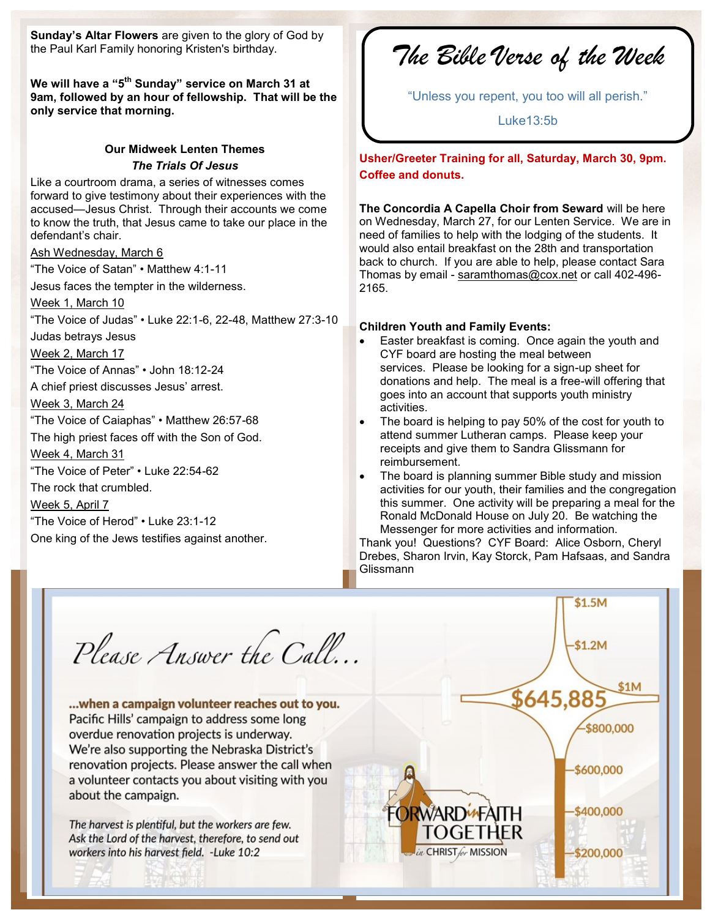**Sunday's Altar Flowers** are given to the glory of God by the Paul Karl Family honoring Kristen's birthday.

**We will have a "5th Sunday" service on March 31 at 9am, followed by an hour of fellowship. That will be the only service that morning.**

### Our Midweek Lenten Themes

***The Trials Of Jesus***

Like a courtroom drama, a series of witnesses comes forward to give testimony about their experiences with the accused—Jesus Christ. Through their accounts we come to know the truth, that Jesus came to take our place in the defendant's chair.

Ash Wednesday, March 6

"The Voice of Satan" • Matthew 4:1-11

Jesus faces the tempter in the wilderness.

Week 1, March 10

"The Voice of Judas" • Luke 22:1-6, 22-48, Matthew 27:3-10

Judas betrays Jesus

Week 2, March 17

"The Voice of Annas" • John 18:12-24

A chief priest discusses Jesus' arrest.

Week 3, March 24

"The Voice of Caiaphas" • Matthew 26:57-68

The high priest faces off with the Son of God.

Week 4, March 31

"The Voice of Peter" • Luke 22:54-62

The rock that crumbled.

Week 5, April 7

"The Voice of Herod" • Luke 23:1-12

One king of the Jews testifies against another.

## *The Bible Verse of the Week*

"Unless you repent, you too will all perish."

Luke13:5b

**Usher/Greeter Training for all, Saturday, March 30, 9pm. Coffee and donuts.**

**The Concordia A Capella Choir from Seward** will be here on Wednesday, March 27, for our Lenten Service. We are in need of families to help with the lodging of the students. It would also entail breakfast on the 28th and transportation back to church. If you are able to help, please contact Sara Thomas by email - saramthomas@cox.net or call 402-496-2165.

**Children Youth and Family Events:**

- Easter breakfast is coming. Once again the youth and CYF board are hosting the meal between services. Please be looking for a sign-up sheet for donations and help. The meal is a free-will offering that goes into an account that supports youth ministry activities.
- The board is helping to pay 50% of the cost for youth to attend summer Lutheran camps. Please keep your receipts and give them to Sandra Glissmann for reimbursement.
- The board is planning summer Bible study and mission activities for our youth, their families and the congregation this summer. One activity will be preparing a meal for the Ronald McDonald House on July 20. Be watching the Messenger for more activities and information.

Thank you! Questions? CYF Board: Alice Osborn, Cheryl Drebes, Sharon Irvin, Kay Storck, Pam Hafsaas, and Sandra Glissmann

## *Please Answer the Call...*

**...when a campaign volunteer reaches out to you.** Pacific Hills' campaign to address some long overdue renovation projects is underway. We're also supporting the Nebraska District's renovation projects. Please answer the call when a volunteer contacts you about visiting with you about the campaign.

*The harvest is plentiful, but the workers are few. Ask the Lord of the harvest, therefore, to send out workers into his harvest field. -Luke 10:2*

$1.5M
$1.2M
$1M
$645,885
$800,000
$600,000
$400,000
$200,000

FORWARD in FAITH TOGETHER in CHRIST for MISSION